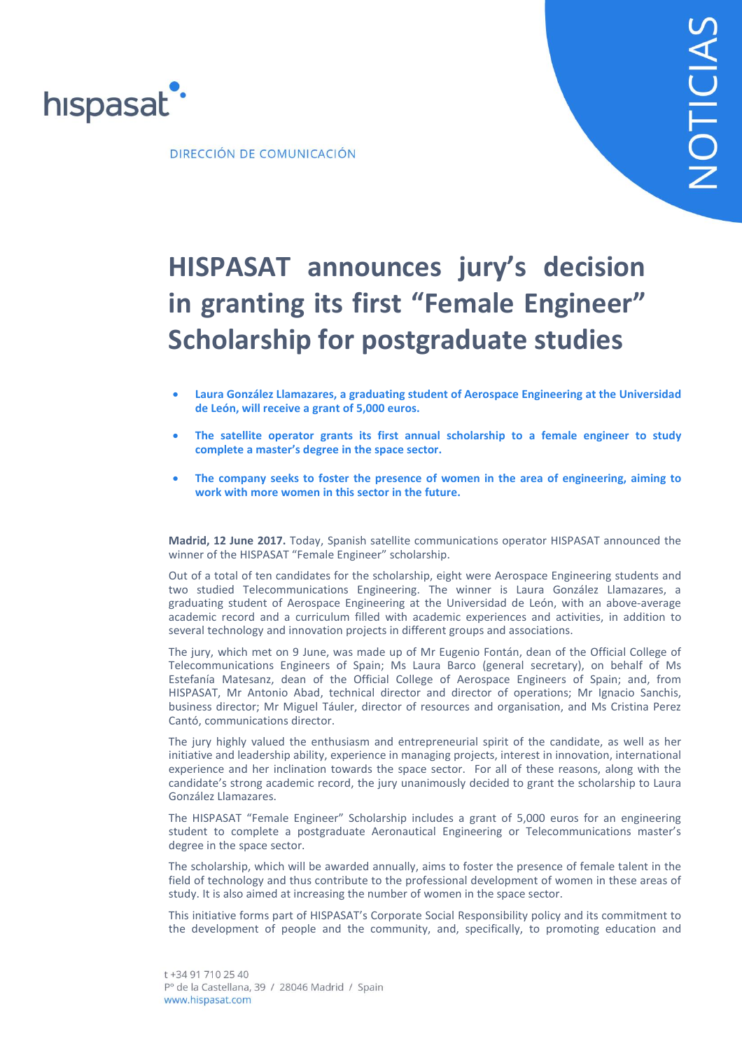hispasat

DIRECCIÓN DE COMUNICACIÓN

NOTICIAS

# HISPASAT announces jury's decision in granting its first "Female Engineer" Scholarship for postgraduate studies

- **Laura González Llamazares, a graduating student of Aerospace Engineering at the Universidad de León, will receive a grant of 5,000 euros.**
- **The satellite operator grants its first annual scholarship to a female engineer to study complete a master's degree in the space sector.**
- **The company seeks to foster the presence of women in the area of engineering, aiming to work with more women in this sector in the future.**

**Madrid, 12 June 2017.** Today, Spanish satellite communications operator HISPASAT announced the winner of the HISPASAT "Female Engineer" scholarship.

Out of a total of ten candidates for the scholarship, eight were Aerospace Engineering students and two studied Telecommunications Engineering. The winner is Laura González Llamazares, a graduating student of Aerospace Engineering at the Universidad de León, with an above-average academic record and a curriculum filled with academic experiences and activities, in addition to several technology and innovation projects in different groups and associations.

The jury, which met on 9 June, was made up of Mr Eugenio Fontán, dean of the Official College of Telecommunications Engineers of Spain; Ms Laura Barco (general secretary), on behalf of Ms Estefanía Matesanz, dean of the Official College of Aerospace Engineers of Spain; and, from HISPASAT, Mr Antonio Abad, technical director and director of operations; Mr Ignacio Sanchis, business director; Mr Miguel Táuler, director of resources and organisation, and Ms Cristina Perez Cantó, communications director.

The jury highly valued the enthusiasm and entrepreneurial spirit of the candidate, as well as her initiative and leadership ability, experience in managing projects, interest in innovation, international experience and her inclination towards the space sector. For all of these reasons, along with the candidate's strong academic record, the jury unanimously decided to grant the scholarship to Laura González Llamazares.

The HISPASAT "Female Engineer" Scholarship includes a grant of 5,000 euros for an engineering student to complete a postgraduate Aeronautical Engineering or Telecommunications master's degree in the space sector.

The scholarship, which will be awarded annually, aims to foster the presence of female talent in the field of technology and thus contribute to the professional development of women in these areas of study. It is also aimed at increasing the number of women in the space sector.

This initiative forms part of HISPASAT's Corporate Social Responsibility policy and its commitment to the development of people and the community, and, specifically, to promoting education and

t +34 91 710 25 40
Pº de la Castellana, 39 / 28046 Madrid / Spain
www.hispasat.com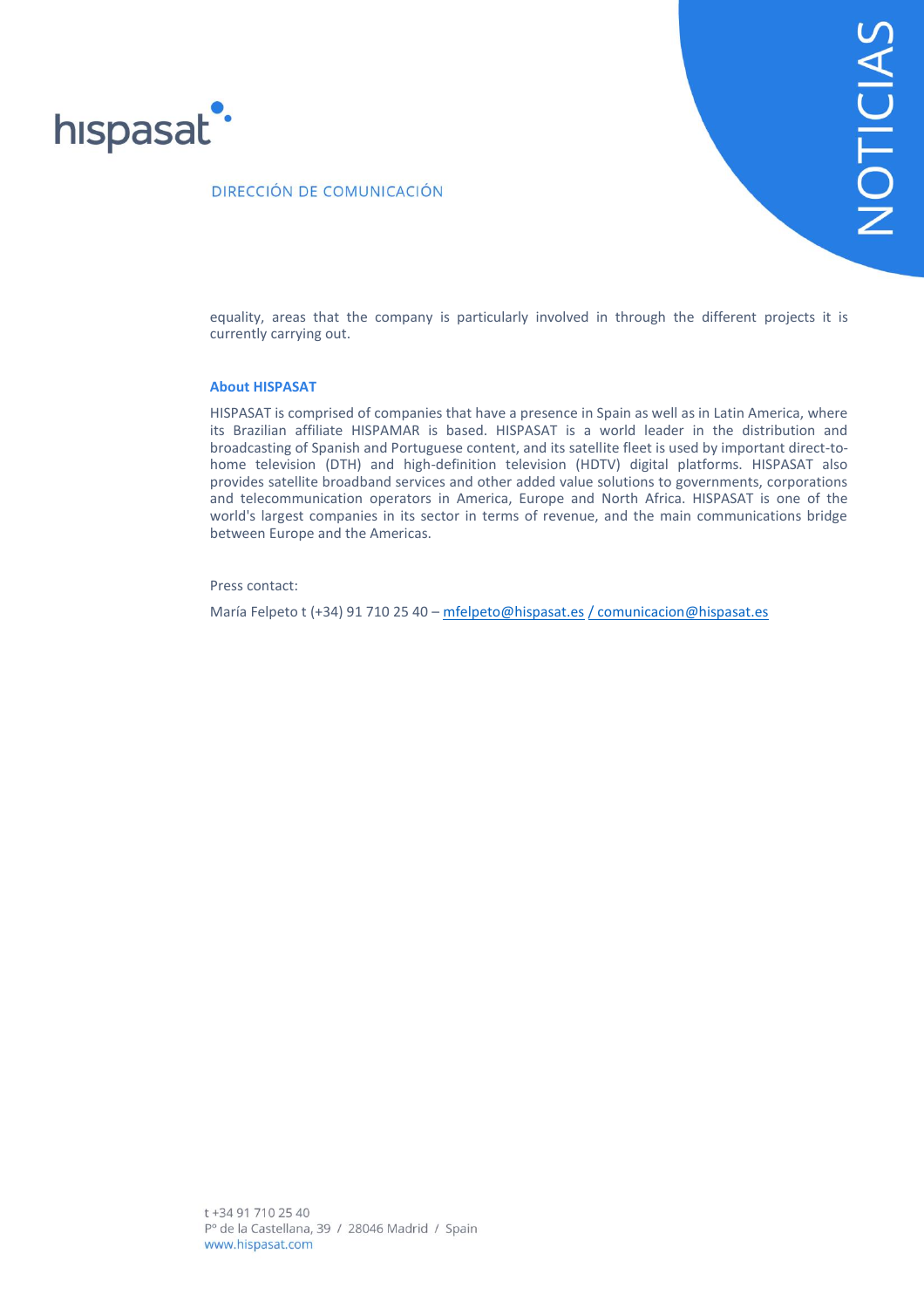equality, areas that the company is particularly involved in through the different projects it is currently carrying out.

### About HISPASAT

HISPASAT is comprised of companies that have a presence in Spain as well as in Latin America, where its Brazilian affiliate HISPAMAR is based. HISPASAT is a world leader in the distribution and broadcasting of Spanish and Portuguese content, and its satellite fleet is used by important direct-to-home television (DTH) and high-definition television (HDTV) digital platforms. HISPASAT also provides satellite broadband services and other added value solutions to governments, corporations and telecommunication operators in America, Europe and North Africa. HISPASAT is one of the world's largest companies in its sector in terms of revenue, and the main communications bridge between Europe and the Americas.

Press contact:

María Felpeto t (+34) 91 710 25 40 – mfelpeto@hispasat.es / comunicacion@hispasat.es